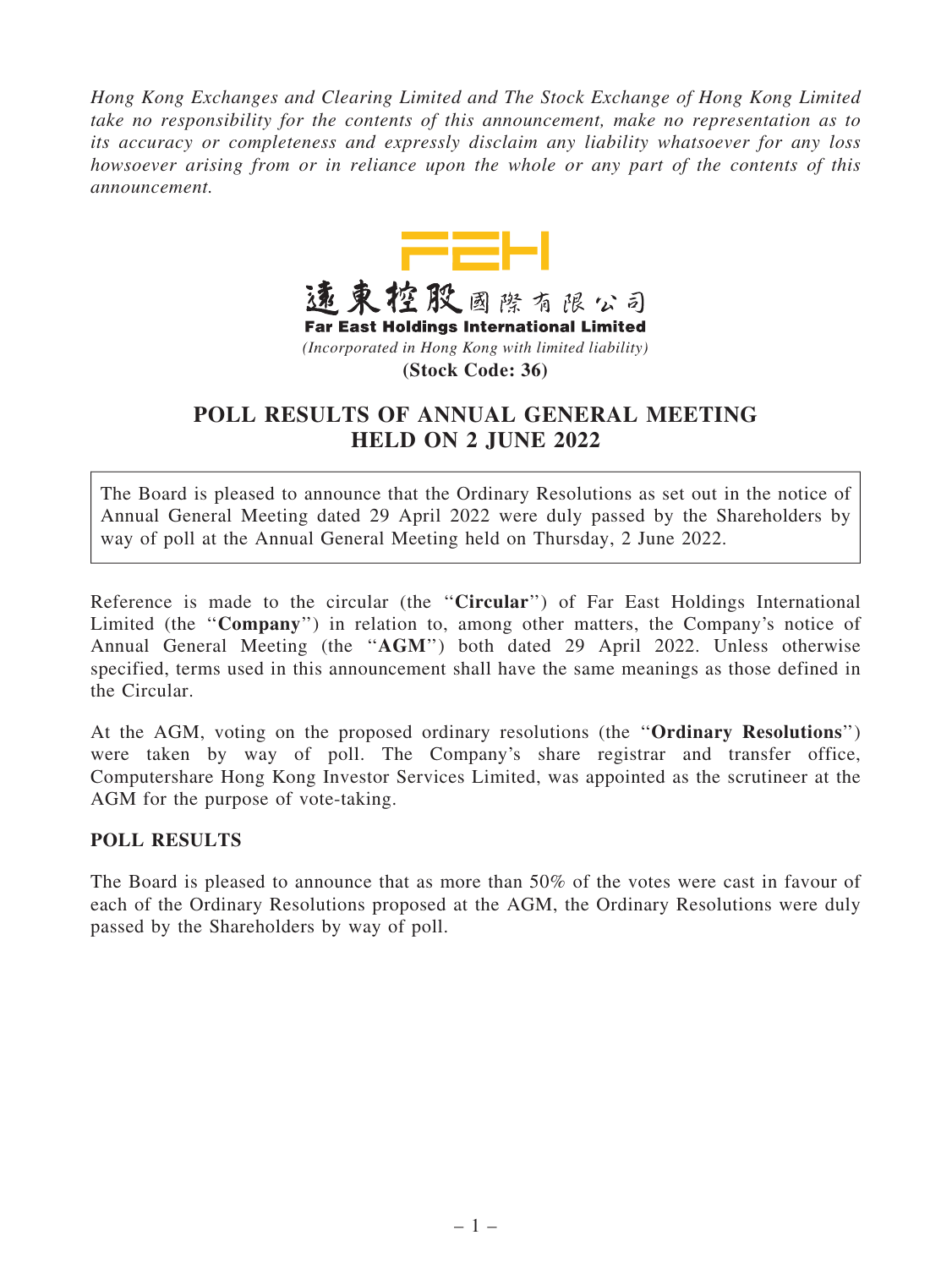*Hong Kong Exchanges and Clearing Limited and The Stock Exchange of Hong Kong Limited take no responsibility for the contents of this announcement, make no representation as to its accuracy or completeness and expressly disclaim any liability whatsoever for any loss howsoever arising from or in reliance upon the whole or any part of the contents of this announcement.*

FEH

遠東控股國際有限公司

**Far East Holdings International Limited**

*(Incorporated in Hong Kong with limited liability)*

**(Stock Code: 36)**

# POLL RESULTS OF ANNUAL GENERAL MEETING HELD ON 2 JUNE 2022

The Board is pleased to announce that the Ordinary Resolutions as set out in the notice of Annual General Meeting dated 29 April 2022 were duly passed by the Shareholders by way of poll at the Annual General Meeting held on Thursday, 2 June 2022.

Reference is made to the circular (the "**Circular**") of Far East Holdings International Limited (the "**Company**") in relation to, among other matters, the Company's notice of Annual General Meeting (the "**AGM**") both dated 29 April 2022. Unless otherwise specified, terms used in this announcement shall have the same meanings as those defined in the Circular.

At the AGM, voting on the proposed ordinary resolutions (the "**Ordinary Resolutions**") were taken by way of poll. The Company's share registrar and transfer office, Computershare Hong Kong Investor Services Limited, was appointed as the scrutineer at the AGM for the purpose of vote-taking.

## POLL RESULTS

The Board is pleased to announce that as more than 50% of the votes were cast in favour of each of the Ordinary Resolutions proposed at the AGM, the Ordinary Resolutions were duly passed by the Shareholders by way of poll.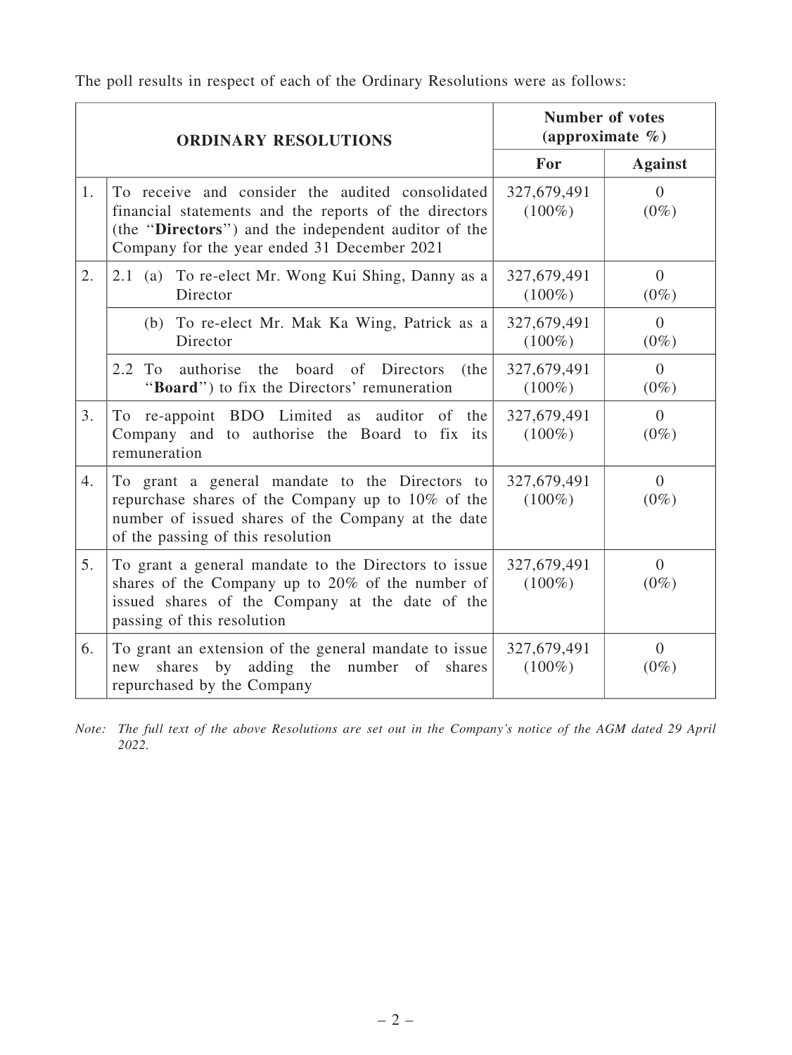The poll results in respect of each of the Ordinary Resolutions were as follows:

| | ORDINARY RESOLUTIONS | Number of votes (approximate %) | |
|---|---|---|---|
| | | For | Against |
| 1. | To receive and consider the audited consolidated financial statements and the reports of the directors (the "**Directors**") and the independent auditor of the Company for the year ended 31 December 2021 | 327,679,491 (100%) | 0 (0%) |
| 2. | 2.1 (a) To re-elect Mr. Wong Kui Shing, Danny as a Director | 327,679,491 (100%) | 0 (0%) |
| | (b) To re-elect Mr. Mak Ka Wing, Patrick as a Director | 327,679,491 (100%) | 0 (0%) |
| | 2.2 To authorise the board of Directors (the "**Board**") to fix the Directors' remuneration | 327,679,491 (100%) | 0 (0%) |
| 3. | To re-appoint BDO Limited as auditor of the Company and to authorise the Board to fix its remuneration | 327,679,491 (100%) | 0 (0%) |
| 4. | To grant a general mandate to the Directors to repurchase shares of the Company up to 10% of the number of issued shares of the Company at the date of the passing of this resolution | 327,679,491 (100%) | 0 (0%) |
| 5. | To grant a general mandate to the Directors to issue shares of the Company up to 20% of the number of issued shares of the Company at the date of the passing of this resolution | 327,679,491 (100%) | 0 (0%) |
| 6. | To grant an extension of the general mandate to issue new shares by adding the number of shares repurchased by the Company | 327,679,491 (100%) | 0 (0%) |

*Note: The full text of the above Resolutions are set out in the Company's notice of the AGM dated 29 April 2022.*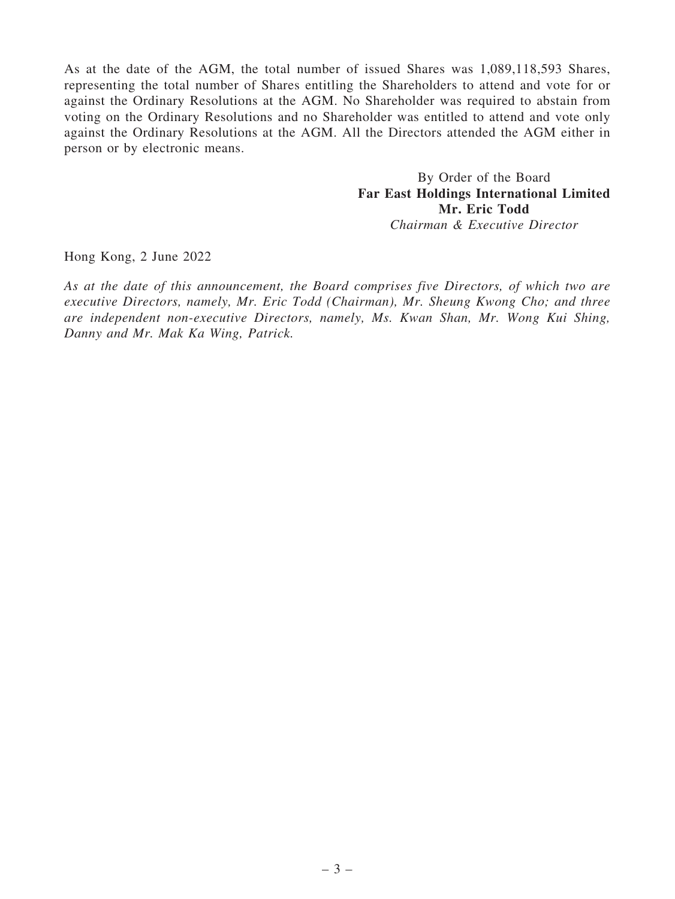As at the date of the AGM, the total number of issued Shares was 1,089,118,593 Shares, representing the total number of Shares entitling the Shareholders to attend and vote for or against the Ordinary Resolutions at the AGM. No Shareholder was required to abstain from voting on the Ordinary Resolutions and no Shareholder was entitled to attend and vote only against the Ordinary Resolutions at the AGM. All the Directors attended the AGM either in person or by electronic means.

By Order of the Board
**Far East Holdings International Limited**
**Mr. Eric Todd**
*Chairman & Executive Director*

Hong Kong, 2 June 2022

*As at the date of this announcement, the Board comprises five Directors, of which two are executive Directors, namely, Mr. Eric Todd (Chairman), Mr. Sheung Kwong Cho; and three are independent non-executive Directors, namely, Ms. Kwan Shan, Mr. Wong Kui Shing, Danny and Mr. Mak Ka Wing, Patrick.*